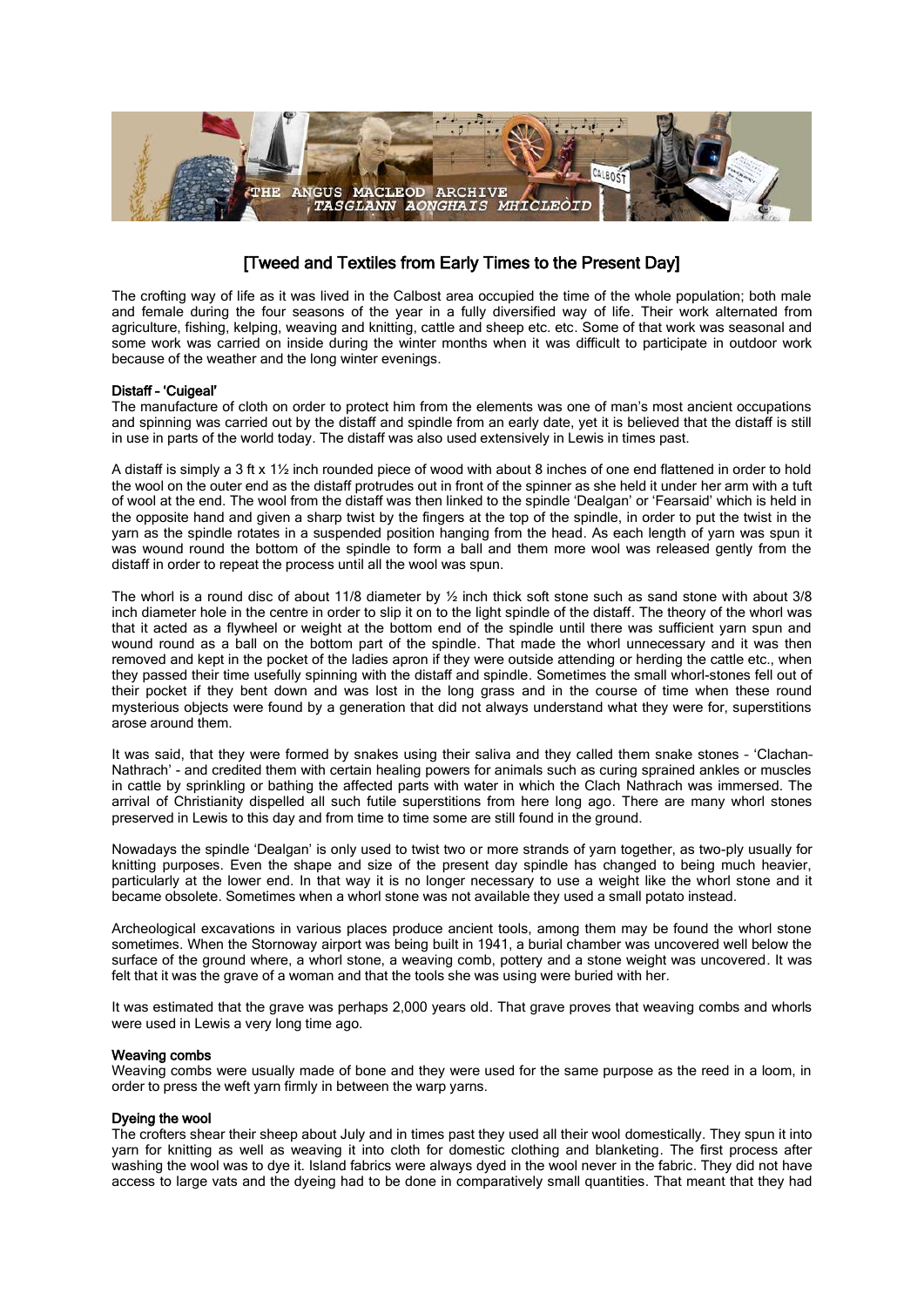# [Tweed and Textiles from Early Times to the Present Day]

The crofting way of life as it was lived in the Calbost area occupied the time of the whole population; both male and female during the four seasons of the year in a fully diversified way of life. Their work alternated from agriculture, fishing, kelping, weaving and knitting, cattle and sheep etc. etc. Some of that work was seasonal and some work was carried on inside during the winter months when it was difficult to participate in outdoor work because of the weather and the long winter evenings.

**Distaff – 'Cuigeal'**

The manufacture of cloth on order to protect him from the elements was one of man's most ancient occupations and spinning was carried out by the distaff and spindle from an early date, yet it is believed that the distaff is still in use in parts of the world today. The distaff was also used extensively in Lewis in times past.

A distaff is simply a 3 ft x 1½ inch rounded piece of wood with about 8 inches of one end flattened in order to hold the wool on the outer end as the distaff protrudes out in front of the spinner as she held it under her arm with a tuft of wool at the end. The wool from the distaff was then linked to the spindle 'Dealgan' or 'Fearsaid' which is held in the opposite hand and given a sharp twist by the fingers at the top of the spindle, in order to put the twist in the yarn as the spindle rotates in a suspended position hanging from the head. As each length of yarn was spun it was wound round the bottom of the spindle to form a ball and them more wool was released gently from the distaff in order to repeat the process until all the wool was spun.

The whorl is a round disc of about 11/8 diameter by ½ inch thick soft stone such as sand stone with about 3/8 inch diameter hole in the centre in order to slip it on to the light spindle of the distaff. The theory of the whorl was that it acted as a flywheel or weight at the bottom end of the spindle until there was sufficient yarn spun and wound round as a ball on the bottom part of the spindle. That made the whorl unnecessary and it was then removed and kept in the pocket of the ladies apron if they were outside attending or herding the cattle etc., when they passed their time usefully spinning with the distaff and spindle. Sometimes the small whorl-stones fell out of their pocket if they bent down and was lost in the long grass and in the course of time when these round mysterious objects were found by a generation that did not always understand what they were for, superstitions arose around them.

It was said, that they were formed by snakes using their saliva and they called them snake stones – 'Clachan-Nathrach' - and credited them with certain healing powers for animals such as curing sprained ankles or muscles in cattle by sprinkling or bathing the affected parts with water in which the Clach Nathrach was immersed. The arrival of Christianity dispelled all such futile superstitions from here long ago. There are many whorl stones preserved in Lewis to this day and from time to time some are still found in the ground.

Nowadays the spindle 'Dealgan' is only used to twist two or more strands of yarn together, as two-ply usually for knitting purposes. Even the shape and size of the present day spindle has changed to being much heavier, particularly at the lower end. In that way it is no longer necessary to use a weight like the whorl stone and it became obsolete. Sometimes when a whorl stone was not available they used a small potato instead.

Archeological excavations in various places produce ancient tools, among them may be found the whorl stone sometimes. When the Stornoway airport was being built in 1941, a burial chamber was uncovered well below the surface of the ground where, a whorl stone, a weaving comb, pottery and a stone weight was uncovered. It was felt that it was the grave of a woman and that the tools she was using were buried with her.

It was estimated that the grave was perhaps 2,000 years old. That grave proves that weaving combs and whorls were used in Lewis a very long time ago.

**Weaving combs**

Weaving combs were usually made of bone and they were used for the same purpose as the reed in a loom, in order to press the weft yarn firmly in between the warp yarns.

**Dyeing the wool**

The crofters shear their sheep about July and in times past they used all their wool domestically. They spun it into yarn for knitting as well as weaving it into cloth for domestic clothing and blanketing. The first process after washing the wool was to dye it. Island fabrics were always dyed in the wool never in the fabric. They did not have access to large vats and the dyeing had to be done in comparatively small quantities. That meant that they had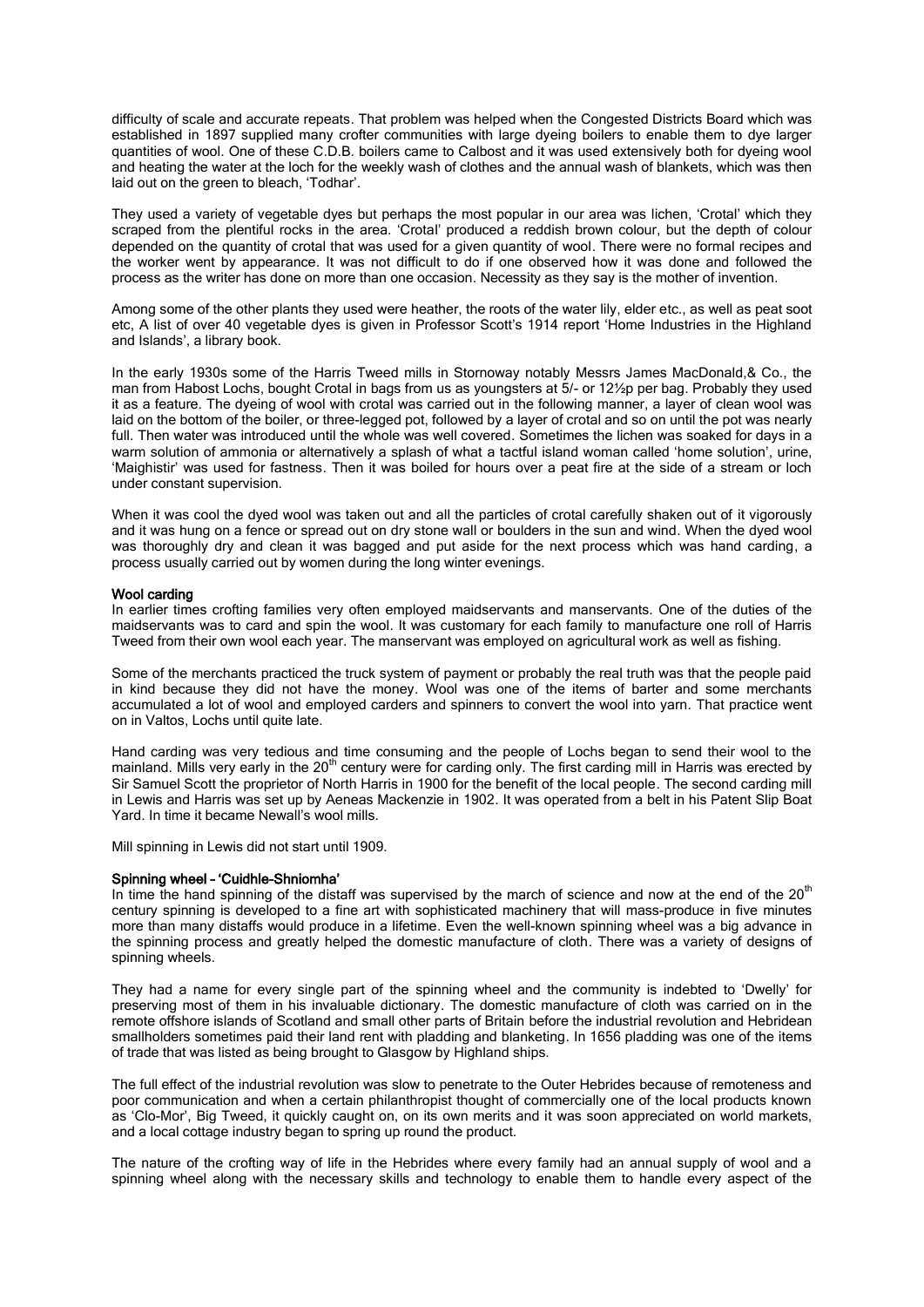difficulty of scale and accurate repeats. That problem was helped when the Congested Districts Board which was established in 1897 supplied many crofter communities with large dyeing boilers to enable them to dye larger quantities of wool. One of these C.D.B. boilers came to Calbost and it was used extensively both for dyeing wool and heating the water at the loch for the weekly wash of clothes and the annual wash of blankets, which was then laid out on the green to bleach, 'Todhar'.

They used a variety of vegetable dyes but perhaps the most popular in our area was lichen, 'Crotal' which they scraped from the plentiful rocks in the area. 'Crotal' produced a reddish brown colour, but the depth of colour depended on the quantity of crotal that was used for a given quantity of wool. There were no formal recipes and the worker went by appearance. It was not difficult to do if one observed how it was done and followed the process as the writer has done on more than one occasion. Necessity as they say is the mother of invention.

Among some of the other plants they used were heather, the roots of the water lily, elder etc., as well as peat soot etc, A list of over 40 vegetable dyes is given in Professor Scott's 1914 report 'Home Industries in the Highland and Islands', a library book.

In the early 1930s some of the Harris Tweed mills in Stornoway notably Messrs James MacDonald,& Co., the man from Habost Lochs, bought Crotal in bags from us as youngsters at 5/- or 12½p per bag. Probably they used it as a feature. The dyeing of wool with crotal was carried out in the following manner, a layer of clean wool was laid on the bottom of the boiler, or three-legged pot, followed by a layer of crotal and so on until the pot was nearly full. Then water was introduced until the whole was well covered. Sometimes the lichen was soaked for days in a warm solution of ammonia or alternatively a splash of what a tactful island woman called 'home solution', urine, 'Maighistir' was used for fastness. Then it was boiled for hours over a peat fire at the side of a stream or loch under constant supervision.

When it was cool the dyed wool was taken out and all the particles of crotal carefully shaken out of it vigorously and it was hung on a fence or spread out on dry stone wall or boulders in the sun and wind. When the dyed wool was thoroughly dry and clean it was bagged and put aside for the next process which was hand carding, a process usually carried out by women during the long winter evenings.

**Wool carding**

In earlier times crofting families very often employed maidservants and manservants. One of the duties of the maidservants was to card and spin the wool. It was customary for each family to manufacture one roll of Harris Tweed from their own wool each year. The manservant was employed on agricultural work as well as fishing.

Some of the merchants practiced the truck system of payment or probably the real truth was that the people paid in kind because they did not have the money. Wool was one of the items of barter and some merchants accumulated a lot of wool and employed carders and spinners to convert the wool into yarn. That practice went on in Valtos, Lochs until quite late.

Hand carding was very tedious and time consuming and the people of Lochs began to send their wool to the mainland. Mills very early in the 20th century were for carding only. The first carding mill in Harris was erected by Sir Samuel Scott the proprietor of North Harris in 1900 for the benefit of the local people. The second carding mill in Lewis and Harris was set up by Aeneas Mackenzie in 1902. It was operated from a belt in his Patent Slip Boat Yard. In time it became Newall's wool mills.

Mill spinning in Lewis did not start until 1909.

**Spinning wheel – 'Cuidhle-Shniomha'**

In time the hand spinning of the distaff was supervised by the march of science and now at the end of the 20th century spinning is developed to a fine art with sophisticated machinery that will mass-produce in five minutes more than many distaffs would produce in a lifetime. Even the well-known spinning wheel was a big advance in the spinning process and greatly helped the domestic manufacture of cloth. There was a variety of designs of spinning wheels.

They had a name for every single part of the spinning wheel and the community is indebted to 'Dwelly' for preserving most of them in his invaluable dictionary. The domestic manufacture of cloth was carried on in the remote offshore islands of Scotland and small other parts of Britain before the industrial revolution and Hebridean smallholders sometimes paid their land rent with pladding and blanketing. In 1656 pladding was one of the items of trade that was listed as being brought to Glasgow by Highland ships.

The full effect of the industrial revolution was slow to penetrate to the Outer Hebrides because of remoteness and poor communication and when a certain philanthropist thought of commercially one of the local products known as 'Clo-Mor', Big Tweed, it quickly caught on, on its own merits and it was soon appreciated on world markets, and a local cottage industry began to spring up round the product.

The nature of the crofting way of life in the Hebrides where every family had an annual supply of wool and a spinning wheel along with the necessary skills and technology to enable them to handle every aspect of the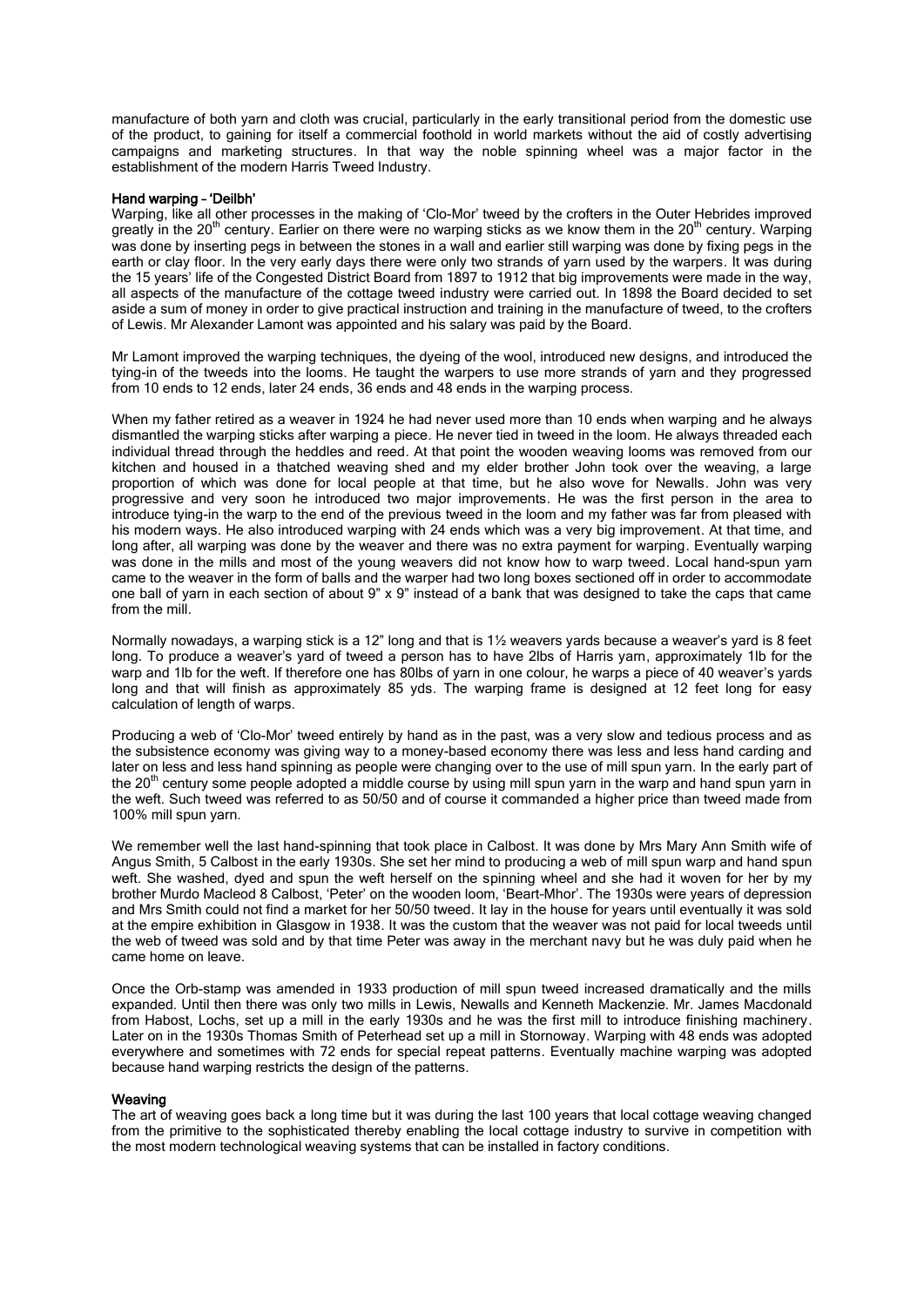manufacture of both yarn and cloth was crucial, particularly in the early transitional period from the domestic use of the product, to gaining for itself a commercial foothold in world markets without the aid of costly advertising campaigns and marketing structures. In that way the noble spinning wheel was a major factor in the establishment of the modern Harris Tweed Industry.

### Hand warping – 'Deilbh'

Warping, like all other processes in the making of 'Clo-Mor' tweed by the crofters in the Outer Hebrides improved greatly in the 20th century. Earlier on there were no warping sticks as we know them in the 20th century. Warping was done by inserting pegs in between the stones in a wall and earlier still warping was done by fixing pegs in the earth or clay floor. In the very early days there were only two strands of yarn used by the warpers. It was during the 15 years' life of the Congested District Board from 1897 to 1912 that big improvements were made in the way, all aspects of the manufacture of the cottage tweed industry were carried out. In 1898 the Board decided to set aside a sum of money in order to give practical instruction and training in the manufacture of tweed, to the crofters of Lewis. Mr Alexander Lamont was appointed and his salary was paid by the Board.

Mr Lamont improved the warping techniques, the dyeing of the wool, introduced new designs, and introduced the tying-in of the tweeds into the looms. He taught the warpers to use more strands of yarn and they progressed from 10 ends to 12 ends, later 24 ends, 36 ends and 48 ends in the warping process.

When my father retired as a weaver in 1924 he had never used more than 10 ends when warping and he always dismantled the warping sticks after warping a piece. He never tied in tweed in the loom. He always threaded each individual thread through the heddles and reed. At that point the wooden weaving looms was removed from our kitchen and housed in a thatched weaving shed and my elder brother John took over the weaving, a large proportion of which was done for local people at that time, but he also wove for Newalls. John was very progressive and very soon he introduced two major improvements. He was the first person in the area to introduce tying-in the warp to the end of the previous tweed in the loom and my father was far from pleased with his modern ways. He also introduced warping with 24 ends which was a very big improvement. At that time, and long after, all warping was done by the weaver and there was no extra payment for warping. Eventually warping was done in the mills and most of the young weavers did not know how to warp tweed. Local hand-spun yarn came to the weaver in the form of balls and the warper had two long boxes sectioned off in order to accommodate one ball of yarn in each section of about 9" x 9" instead of a bank that was designed to take the caps that came from the mill.

Normally nowadays, a warping stick is a 12" long and that is 1½ weavers yards because a weaver's yard is 8 feet long. To produce a weaver's yard of tweed a person has to have 2lbs of Harris yarn, approximately 1lb for the warp and 1lb for the weft. If therefore one has 80lbs of yarn in one colour, he warps a piece of 40 weaver's yards long and that will finish as approximately 85 yds. The warping frame is designed at 12 feet long for easy calculation of length of warps.

Producing a web of 'Clo-Mor' tweed entirely by hand as in the past, was a very slow and tedious process and as the subsistence economy was giving way to a money-based economy there was less and less hand carding and later on less and less hand spinning as people were changing over to the use of mill spun yarn. In the early part of the 20th century some people adopted a middle course by using mill spun yarn in the warp and hand spun yarn in the weft. Such tweed was referred to as 50/50 and of course it commanded a higher price than tweed made from 100% mill spun yarn.

We remember well the last hand-spinning that took place in Calbost. It was done by Mrs Mary Ann Smith wife of Angus Smith, 5 Calbost in the early 1930s. She set her mind to producing a web of mill spun warp and hand spun weft. She washed, dyed and spun the weft herself on the spinning wheel and she had it woven for her by my brother Murdo Macleod 8 Calbost, 'Peter' on the wooden loom, 'Beart-Mhor'. The 1930s were years of depression and Mrs Smith could not find a market for her 50/50 tweed. It lay in the house for years until eventually it was sold at the empire exhibition in Glasgow in 1938. It was the custom that the weaver was not paid for local tweeds until the web of tweed was sold and by that time Peter was away in the merchant navy but he was duly paid when he came home on leave.

Once the Orb-stamp was amended in 1933 production of mill spun tweed increased dramatically and the mills expanded. Until then there was only two mills in Lewis, Newalls and Kenneth Mackenzie. Mr. James Macdonald from Habost, Lochs, set up a mill in the early 1930s and he was the first mill to introduce finishing machinery. Later on in the 1930s Thomas Smith of Peterhead set up a mill in Stornoway. Warping with 48 ends was adopted everywhere and sometimes with 72 ends for special repeat patterns. Eventually machine warping was adopted because hand warping restricts the design of the patterns.

### Weaving

The art of weaving goes back a long time but it was during the last 100 years that local cottage weaving changed from the primitive to the sophisticated thereby enabling the local cottage industry to survive in competition with the most modern technological weaving systems that can be installed in factory conditions.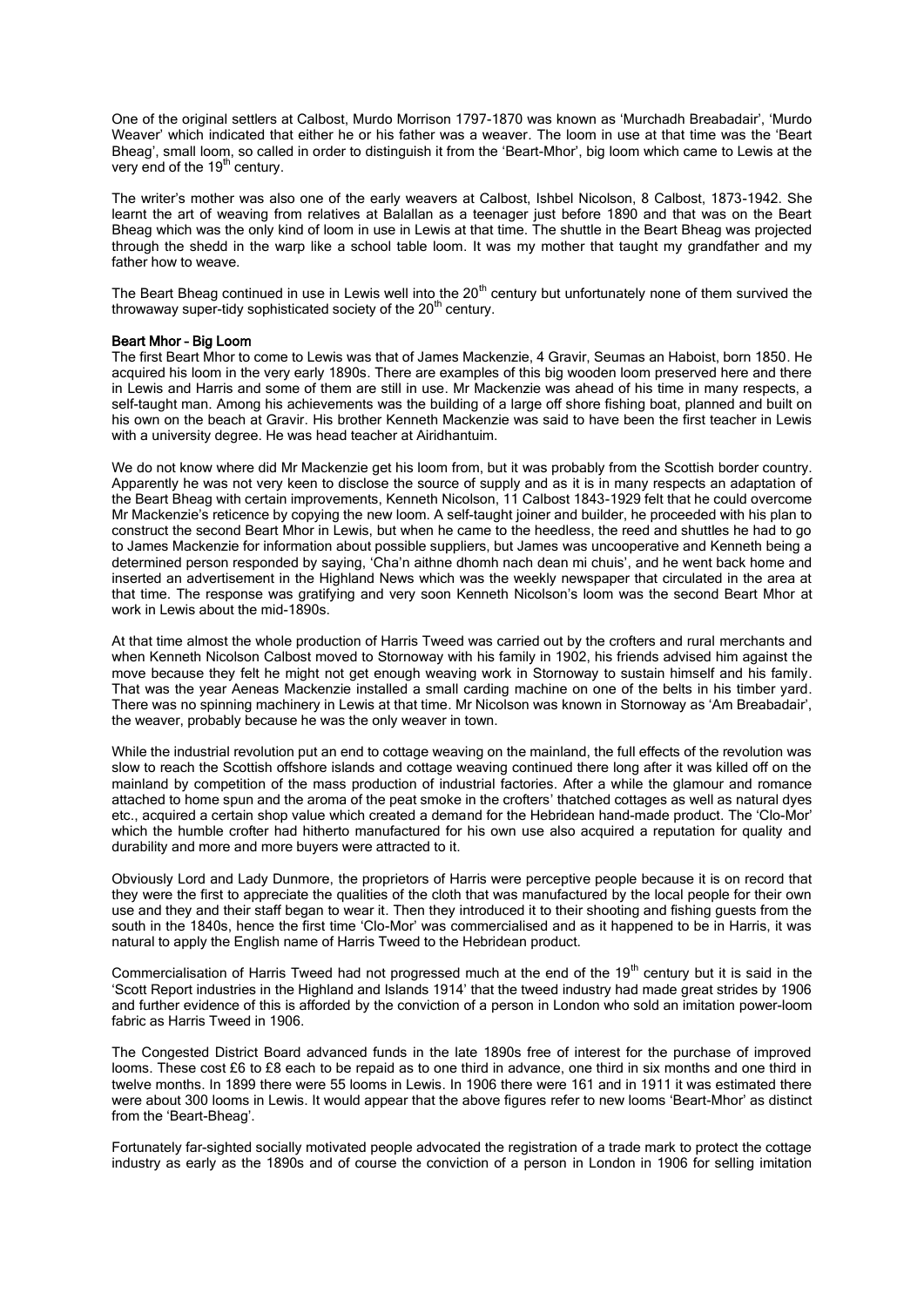One of the original settlers at Calbost, Murdo Morrison 1797-1870 was known as 'Murchadh Breabadair', 'Murdo Weaver' which indicated that either he or his father was a weaver. The loom in use at that time was the 'Beart Bheag', small loom, so called in order to distinguish it from the 'Beart-Mhor', big loom which came to Lewis at the very end of the 19th century.

The writer's mother was also one of the early weavers at Calbost, Ishbel Nicolson, 8 Calbost, 1873-1942. She learnt the art of weaving from relatives at Balallan as a teenager just before 1890 and that was on the Beart Bheag which was the only kind of loom in use in Lewis at that time. The shuttle in the Beart Bheag was projected through the shedd in the warp like a school table loom. It was my mother that taught my grandfather and my father how to weave.

The Beart Bheag continued in use in Lewis well into the 20th century but unfortunately none of them survived the throwaway super-tidy sophisticated society of the 20th century.

**Beart Mhor – Big Loom**

The first Beart Mhor to come to Lewis was that of James Mackenzie, 4 Gravir, Seumas an Haboist, born 1850. He acquired his loom in the very early 1890s. There are examples of this big wooden loom preserved here and there in Lewis and Harris and some of them are still in use. Mr Mackenzie was ahead of his time in many respects, a self-taught man. Among his achievements was the building of a large off shore fishing boat, planned and built on his own on the beach at Gravir. His brother Kenneth Mackenzie was said to have been the first teacher in Lewis with a university degree. He was head teacher at Airidhantuim.

We do not know where did Mr Mackenzie get his loom from, but it was probably from the Scottish border country. Apparently he was not very keen to disclose the source of supply and as it is in many respects an adaptation of the Beart Bheag with certain improvements, Kenneth Nicolson, 11 Calbost 1843-1929 felt that he could overcome Mr Mackenzie's reticence by copying the new loom. A self-taught joiner and builder, he proceeded with his plan to construct the second Beart Mhor in Lewis, but when he came to the heedless, the reed and shuttles he had to go to James Mackenzie for information about possible suppliers, but James was uncooperative and Kenneth being a determined person responded by saying, 'Cha'n aithne dhomh nach dean mi chuis', and he went back home and inserted an advertisement in the Highland News which was the weekly newspaper that circulated in the area at that time. The response was gratifying and very soon Kenneth Nicolson's loom was the second Beart Mhor at work in Lewis about the mid-1890s.

At that time almost the whole production of Harris Tweed was carried out by the crofters and rural merchants and when Kenneth Nicolson Calbost moved to Stornoway with his family in 1902, his friends advised him against the move because they felt he might not get enough weaving work in Stornoway to sustain himself and his family. That was the year Aeneas Mackenzie installed a small carding machine on one of the belts in his timber yard. There was no spinning machinery in Lewis at that time. Mr Nicolson was known in Stornoway as 'Am Breabadair', the weaver, probably because he was the only weaver in town.

While the industrial revolution put an end to cottage weaving on the mainland, the full effects of the revolution was slow to reach the Scottish offshore islands and cottage weaving continued there long after it was killed off on the mainland by competition of the mass production of industrial factories. After a while the glamour and romance attached to home spun and the aroma of the peat smoke in the crofters' thatched cottages as well as natural dyes etc., acquired a certain shop value which created a demand for the Hebridean hand-made product. The 'Clo-Mor' which the humble crofter had hitherto manufactured for his own use also acquired a reputation for quality and durability and more and more buyers were attracted to it.

Obviously Lord and Lady Dunmore, the proprietors of Harris were perceptive people because it is on record that they were the first to appreciate the qualities of the cloth that was manufactured by the local people for their own use and they and their staff began to wear it. Then they introduced it to their shooting and fishing guests from the south in the 1840s, hence the first time 'Clo-Mor' was commercialised and as it happened to be in Harris, it was natural to apply the English name of Harris Tweed to the Hebridean product.

Commercialisation of Harris Tweed had not progressed much at the end of the 19th century but it is said in the 'Scott Report industries in the Highland and Islands 1914' that the tweed industry had made great strides by 1906 and further evidence of this is afforded by the conviction of a person in London who sold an imitation power-loom fabric as Harris Tweed in 1906.

The Congested District Board advanced funds in the late 1890s free of interest for the purchase of improved looms. These cost £6 to £8 each to be repaid as to one third in advance, one third in six months and one third in twelve months. In 1899 there were 55 looms in Lewis. In 1906 there were 161 and in 1911 it was estimated there were about 300 looms in Lewis. It would appear that the above figures refer to new looms 'Beart-Mhor' as distinct from the 'Beart-Bheag'.

Fortunately far-sighted socially motivated people advocated the registration of a trade mark to protect the cottage industry as early as the 1890s and of course the conviction of a person in London in 1906 for selling imitation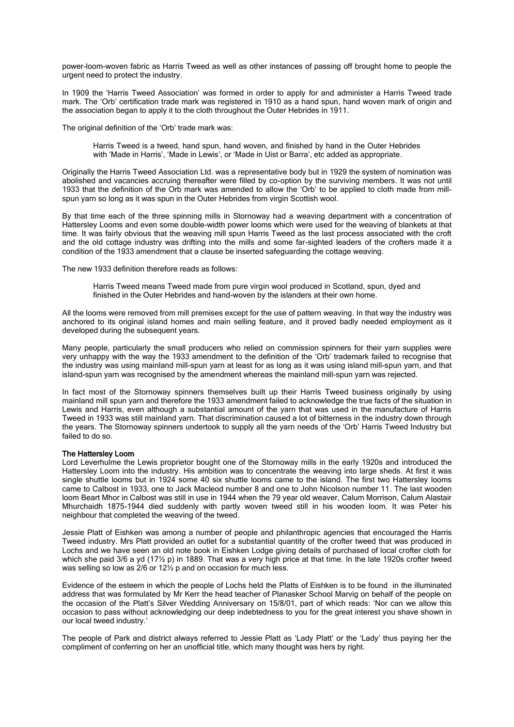power-loom-woven fabric as Harris Tweed as well as other instances of passing off brought home to people the urgent need to protect the industry.

In 1909 the 'Harris Tweed Association' was formed in order to apply for and administer a Harris Tweed trade mark. The 'Orb' certification trade mark was registered in 1910 as a hand spun, hand woven mark of origin and the association began to apply it to the cloth throughout the Outer Hebrides in 1911.

The original definition of the 'Orb' trade mark was:

> Harris Tweed is a tweed, hand spun, hand woven, and finished by hand in the Outer Hebrides with 'Made in Harris', 'Made in Lewis', or 'Made in Uist or Barra', etc added as appropriate.

Originally the Harris Tweed Association Ltd. was a representative body but in 1929 the system of nomination was abolished and vacancies accruing thereafter were filled by co-option by the surviving members. It was not until 1933 that the definition of the Orb mark was amended to allow the 'Orb' to be applied to cloth made from mill-spun yarn so long as it was spun in the Outer Hebrides from virgin Scottish wool.

By that time each of the three spinning mills in Stornoway had a weaving department with a concentration of Hattersley Looms and even some double-width power looms which were used for the weaving of blankets at that time. It was fairly obvious that the weaving mill spun Harris Tweed as the last process associated with the croft and the old cottage industry was drifting into the mills and some far-sighted leaders of the crofters made it a condition of the 1933 amendment that a clause be inserted safeguarding the cottage weaving.

The new 1933 definition therefore reads as follows:

> Harris Tweed means Tweed made from pure virgin wool produced in Scotland, spun, dyed and finished in the Outer Hebrides and hand-woven by the islanders at their own home.

All the looms were removed from mill premises except for the use of pattern weaving. In that way the industry was anchored to its original island homes and main selling feature, and it proved badly needed employment as it developed during the subsequent years.

Many people, particularly the small producers who relied on commission spinners for their yarn supplies were very unhappy with the way the 1933 amendment to the definition of the 'Orb' trademark failed to recognise that the industry was using mainland mill-spun yarn at least for as long as it was using island mill-spun yarn, and that island-spun yarn was recognised by the amendment whereas the mainland mill-spun yarn was rejected.

In fact most of the Stornoway spinners themselves built up their Harris Tweed business originally by using mainland mill spun yarn and therefore the 1933 amendment failed to acknowledge the true facts of the situation in Lewis and Harris, even although a substantial amount of the yarn that was used in the manufacture of Harris Tweed in 1933 was still mainland yarn. That discrimination caused a lot of bitterness in the industry down through the years. The Stornoway spinners undertook to supply all the yarn needs of the 'Orb' Harris Tweed Industry but failed to do so.

### The Hattersley Loom

Lord Leverhulme the Lewis proprietor bought one of the Stornoway mills in the early 1920s and introduced the Hattersley Loom into the industry. His ambition was to concentrate the weaving into large sheds. At first it was single shuttle looms but in 1924 some 40 six shuttle looms came to the island. The first two Hattersley looms came to Calbost in 1933, one to Jack Macleod number 8 and one to John Nicolson number 11. The last wooden loom Beart Mhor in Calbost was still in use in 1944 when the 79 year old weaver, Calum Morrison, Calum Alastair Mhurchaidh 1875-1944 died suddenly with partly woven tweed still in his wooden loom. It was Peter his neighbour that completed the weaving of the tweed.

Jessie Platt of Eishken was among a number of people and philanthropic agencies that encouraged the Harris Tweed industry. Mrs Platt provided an outlet for a substantial quantity of the crofter tweed that was produced in Lochs and we have seen an old note book in Eishken Lodge giving details of purchased of local crofter cloth for which she paid 3/6 a yd (17½ p) in 1889. That was a very high price at that time. In the late 1920s crofter tweed was selling so low as 2/6 or 12½ p and on occasion for much less.

Evidence of the esteem in which the people of Lochs held the Platts of Eishken is to be found in the illuminated address that was formulated by Mr Kerr the head teacher of Planasker School Marvig on behalf of the people on the occasion of the Platt's Silver Wedding Anniversary on 15/8/01, part of which reads: 'Nor can we allow this occasion to pass without acknowledging our deep indebtedness to you for the great interest you shave shown in our local tweed industry.'

The people of Park and district always referred to Jessie Platt as 'Lady Platt' or the 'Lady' thus paying her the compliment of conferring on her an unofficial title, which many thought was hers by right.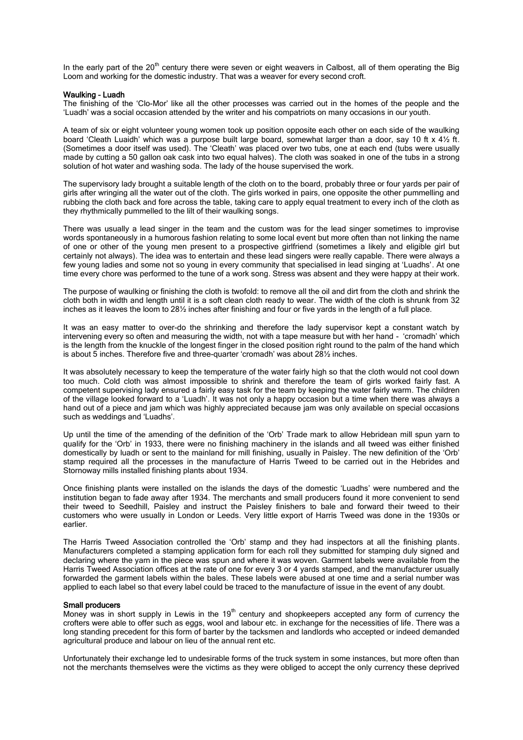In the early part of the 20th century there were seven or eight weavers in Calbost, all of them operating the Big Loom and working for the domestic industry. That was a weaver for every second croft.

**Waulking – Luadh**

The finishing of the 'Clo-Mor' like all the other processes was carried out in the homes of the people and the 'Luadh' was a social occasion attended by the writer and his compatriots on many occasions in our youth.

A team of six or eight volunteer young women took up position opposite each other on each side of the waulking board 'Cleath Luaidh' which was a purpose built large board, somewhat larger than a door, say 10 ft x 4½ ft. (Sometimes a door itself was used). The 'Cleath' was placed over two tubs, one at each end (tubs were usually made by cutting a 50 gallon oak cask into two equal halves). The cloth was soaked in one of the tubs in a strong solution of hot water and washing soda. The lady of the house supervised the work.

The supervisory lady brought a suitable length of the cloth on to the board, probably three or four yards per pair of girls after wringing all the water out of the cloth. The girls worked in pairs, one opposite the other pummelling and rubbing the cloth back and fore across the table, taking care to apply equal treatment to every inch of the cloth as they rhythmically pummelled to the lilt of their waulking songs.

There was usually a lead singer in the team and the custom was for the lead singer sometimes to improvise words spontaneously in a humorous fashion relating to some local event but more often than not linking the name of one or other of the young men present to a prospective girlfriend (sometimes a likely and eligible girl but certainly not always). The idea was to entertain and these lead singers were really capable. There were always a few young ladies and some not so young in every community that specialised in lead singing at 'Luadhs'. At one time every chore was performed to the tune of a work song. Stress was absent and they were happy at their work.

The purpose of waulking or finishing the cloth is twofold: to remove all the oil and dirt from the cloth and shrink the cloth both in width and length until it is a soft clean cloth ready to wear. The width of the cloth is shrunk from 32 inches as it leaves the loom to 28½ inches after finishing and four or five yards in the length of a full place.

It was an easy matter to over-do the shrinking and therefore the lady supervisor kept a constant watch by intervening every so often and measuring the width, not with a tape measure but with her hand - 'cromadh' which is the length from the knuckle of the longest finger in the closed position right round to the palm of the hand which is about 5 inches. Therefore five and three-quarter 'cromadh' was about 28½ inches.

It was absolutely necessary to keep the temperature of the water fairly high so that the cloth would not cool down too much. Cold cloth was almost impossible to shrink and therefore the team of girls worked fairly fast. A competent supervising lady ensured a fairly easy task for the team by keeping the water fairly warm. The children of the village looked forward to a 'Luadh'. It was not only a happy occasion but a time when there was always a hand out of a piece and jam which was highly appreciated because jam was only available on special occasions such as weddings and 'Luadhs'.

Up until the time of the amending of the definition of the 'Orb' Trade mark to allow Hebridean mill spun yarn to qualify for the 'Orb' in 1933, there were no finishing machinery in the islands and all tweed was either finished domestically by luadh or sent to the mainland for mill finishing, usually in Paisley. The new definition of the 'Orb' stamp required all the processes in the manufacture of Harris Tweed to be carried out in the Hebrides and Stornoway mills installed finishing plants about 1934.

Once finishing plants were installed on the islands the days of the domestic 'Luadhs' were numbered and the institution began to fade away after 1934. The merchants and small producers found it more convenient to send their tweed to Seedhill, Paisley and instruct the Paisley finishers to bale and forward their tweed to their customers who were usually in London or Leeds. Very little export of Harris Tweed was done in the 1930s or earlier.

The Harris Tweed Association controlled the 'Orb' stamp and they had inspectors at all the finishing plants. Manufacturers completed a stamping application form for each roll they submitted for stamping duly signed and declaring where the yarn in the piece was spun and where it was woven. Garment labels were available from the Harris Tweed Association offices at the rate of one for every 3 or 4 yards stamped, and the manufacturer usually forwarded the garment labels within the bales. These labels were abused at one time and a serial number was applied to each label so that every label could be traced to the manufacture of issue in the event of any doubt.

**Small producers**

Money was in short supply in Lewis in the 19th century and shopkeepers accepted any form of currency the crofters were able to offer such as eggs, wool and labour etc. in exchange for the necessities of life. There was a long standing precedent for this form of barter by the tacksmen and landlords who accepted or indeed demanded agricultural produce and labour on lieu of the annual rent etc.

Unfortunately their exchange led to undesirable forms of the truck system in some instances, but more often than not the merchants themselves were the victims as they were obliged to accept the only currency these deprived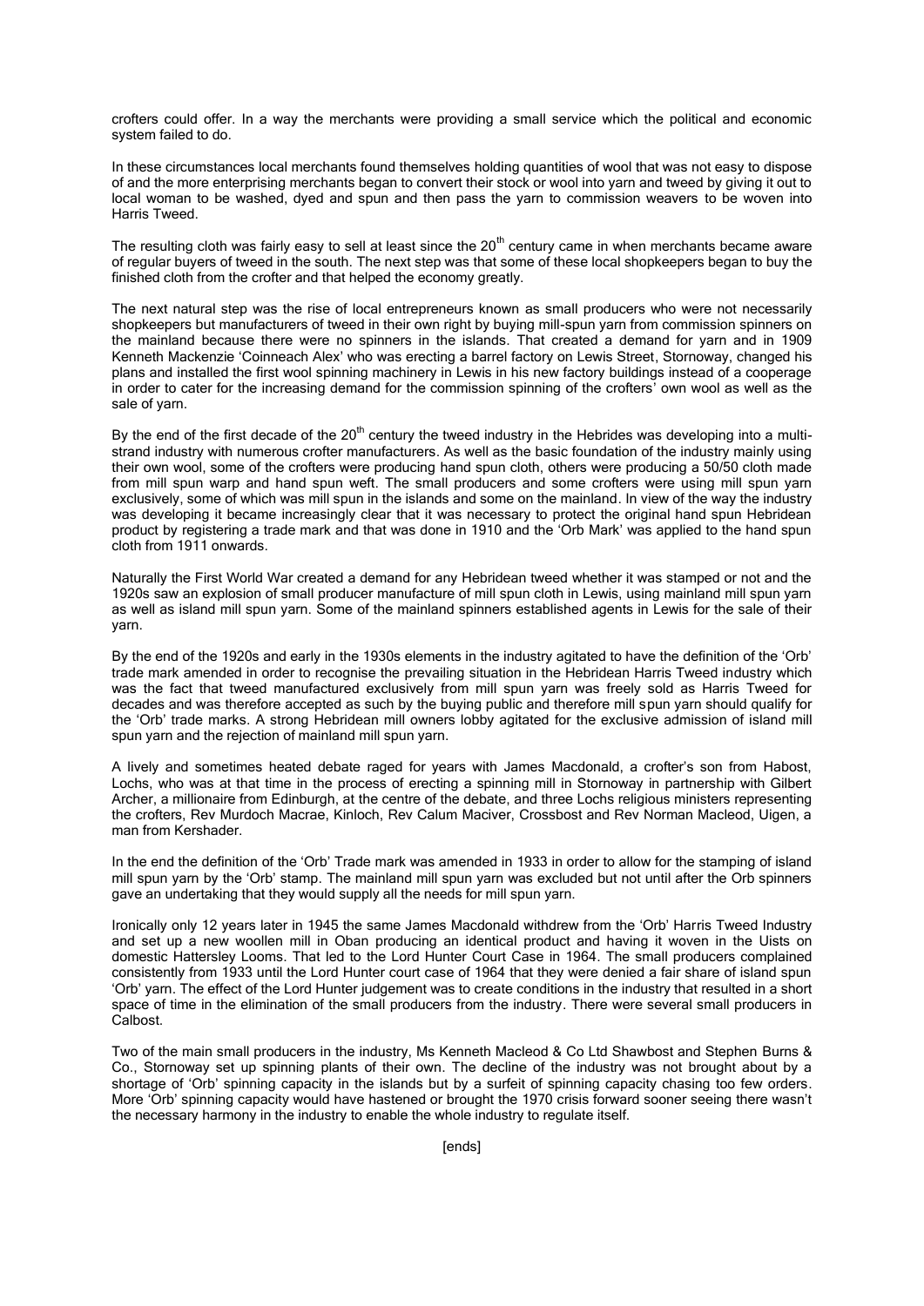crofters could offer. In a way the merchants were providing a small service which the political and economic system failed to do.

In these circumstances local merchants found themselves holding quantities of wool that was not easy to dispose of and the more enterprising merchants began to convert their stock or wool into yarn and tweed by giving it out to local woman to be washed, dyed and spun and then pass the yarn to commission weavers to be woven into Harris Tweed.

The resulting cloth was fairly easy to sell at least since the 20th century came in when merchants became aware of regular buyers of tweed in the south. The next step was that some of these local shopkeepers began to buy the finished cloth from the crofter and that helped the economy greatly.

The next natural step was the rise of local entrepreneurs known as small producers who were not necessarily shopkeepers but manufacturers of tweed in their own right by buying mill-spun yarn from commission spinners on the mainland because there were no spinners in the islands. That created a demand for yarn and in 1909 Kenneth Mackenzie 'Coinneach Alex' who was erecting a barrel factory on Lewis Street, Stornoway, changed his plans and installed the first wool spinning machinery in Lewis in his new factory buildings instead of a cooperage in order to cater for the increasing demand for the commission spinning of the crofters' own wool as well as the sale of yarn.

By the end of the first decade of the 20th century the tweed industry in the Hebrides was developing into a multi-strand industry with numerous crofter manufacturers. As well as the basic foundation of the industry mainly using their own wool, some of the crofters were producing hand spun cloth, others were producing a 50/50 cloth made from mill spun warp and hand spun weft. The small producers and some crofters were using mill spun yarn exclusively, some of which was mill spun in the islands and some on the mainland. In view of the way the industry was developing it became increasingly clear that it was necessary to protect the original hand spun Hebridean product by registering a trade mark and that was done in 1910 and the 'Orb Mark' was applied to the hand spun cloth from 1911 onwards.

Naturally the First World War created a demand for any Hebridean tweed whether it was stamped or not and the 1920s saw an explosion of small producer manufacture of mill spun cloth in Lewis, using mainland mill spun yarn as well as island mill spun yarn. Some of the mainland spinners established agents in Lewis for the sale of their yarn.

By the end of the 1920s and early in the 1930s elements in the industry agitated to have the definition of the 'Orb' trade mark amended in order to recognise the prevailing situation in the Hebridean Harris Tweed industry which was the fact that tweed manufactured exclusively from mill spun yarn was freely sold as Harris Tweed for decades and was therefore accepted as such by the buying public and therefore mill spun yarn should qualify for the 'Orb' trade marks. A strong Hebridean mill owners lobby agitated for the exclusive admission of island mill spun yarn and the rejection of mainland mill spun yarn.

A lively and sometimes heated debate raged for years with James Macdonald, a crofter's son from Habost, Lochs, who was at that time in the process of erecting a spinning mill in Stornoway in partnership with Gilbert Archer, a millionaire from Edinburgh, at the centre of the debate, and three Lochs religious ministers representing the crofters, Rev Murdoch Macrae, Kinloch, Rev Calum Maciver, Crossbost and Rev Norman Macleod, Uigen, a man from Kershader.

In the end the definition of the 'Orb' Trade mark was amended in 1933 in order to allow for the stamping of island mill spun yarn by the 'Orb' stamp. The mainland mill spun yarn was excluded but not until after the Orb spinners gave an undertaking that they would supply all the needs for mill spun yarn.

Ironically only 12 years later in 1945 the same James Macdonald withdrew from the 'Orb' Harris Tweed Industry and set up a new woollen mill in Oban producing an identical product and having it woven in the Uists on domestic Hattersley Looms. That led to the Lord Hunter Court Case in 1964. The small producers complained consistently from 1933 until the Lord Hunter court case of 1964 that they were denied a fair share of island spun 'Orb' yarn. The effect of the Lord Hunter judgement was to create conditions in the industry that resulted in a short space of time in the elimination of the small producers from the industry. There were several small producers in Calbost.

Two of the main small producers in the industry, Ms Kenneth Macleod & Co Ltd Shawbost and Stephen Burns & Co., Stornoway set up spinning plants of their own. The decline of the industry was not brought about by a shortage of 'Orb' spinning capacity in the islands but by a surfeit of spinning capacity chasing too few orders. More 'Orb' spinning capacity would have hastened or brought the 1970 crisis forward sooner seeing there wasn't the necessary harmony in the industry to enable the whole industry to regulate itself.

[ends]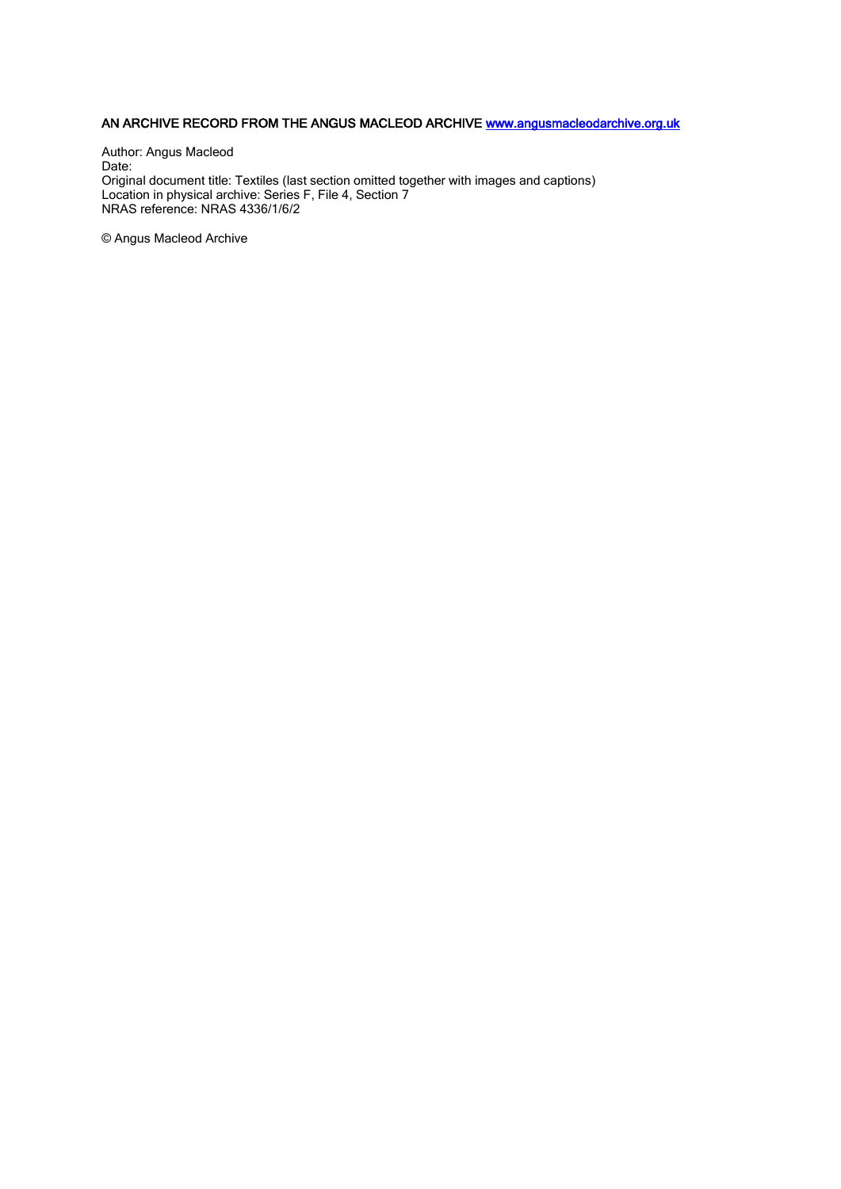**AN ARCHIVE RECORD FROM THE ANGUS MACLEOD ARCHIVE [www.angusmacleodarchive.org.uk](http://www.angusmacleodarchive.org.uk)**

Author: Angus Macleod
Date:
Original document title: Textiles (last section omitted together with images and captions)
Location in physical archive: Series F, File 4, Section 7
NRAS reference: NRAS 4336/1/6/2

© Angus Macleod Archive